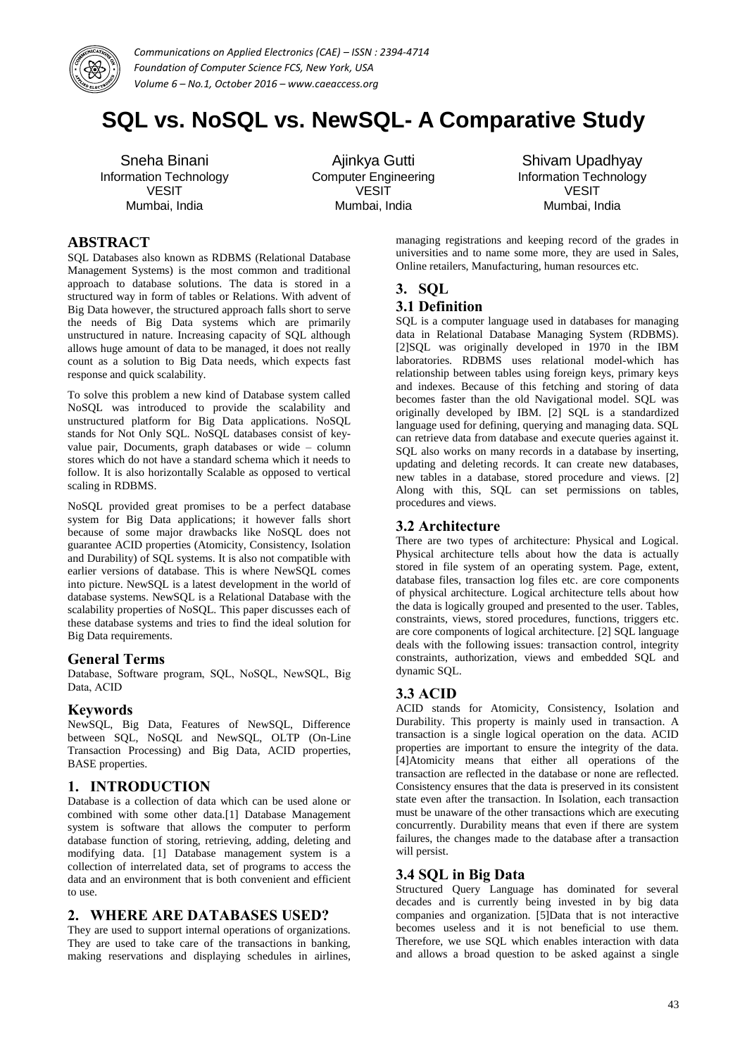# SQL vs. NoSQL vs. NewSQL- A Comparative Study

Sneha Binani
Information Technology
VESIT
Mumbai, India

Ajinkya Gutti
Computer Engineering
VESIT
Mumbai, India

Shivam Upadhyay
Information Technology
VESIT
Mumbai, India

## ABSTRACT

SQL Databases also known as RDBMS (Relational Database Management Systems) is the most common and traditional approach to database solutions. The data is stored in a structured way in form of tables or Relations. With advent of Big Data however, the structured approach falls short to serve the needs of Big Data systems which are primarily unstructured in nature. Increasing capacity of SQL although allows huge amount of data to be managed, it does not really count as a solution to Big Data needs, which expects fast response and quick scalability.

To solve this problem a new kind of Database system called NoSQL was introduced to provide the scalability and unstructured platform for Big Data applications. NoSQL stands for Not Only SQL. NoSQL databases consist of key-value pair, Documents, graph databases or wide – column stores which do not have a standard schema which it needs to follow. It is also horizontally Scalable as opposed to vertical scaling in RDBMS.

NoSQL provided great promises to be a perfect database system for Big Data applications; it however falls short because of some major drawbacks like NoSQL does not guarantee ACID properties (Atomicity, Consistency, Isolation and Durability) of SQL systems. It is also not compatible with earlier versions of database. This is where NewSQL comes into picture. NewSQL is a latest development in the world of database systems. NewSQL is a Relational Database with the scalability properties of NoSQL. This paper discusses each of these database systems and tries to find the ideal solution for Big Data requirements.

## General Terms

Database, Software program, SQL, NoSQL, NewSQL, Big Data, ACID

## Keywords

NewSQL, Big Data, Features of NewSQL, Difference between SQL, NoSQL and NewSQL, OLTP (On-Line Transaction Processing) and Big Data, ACID properties, BASE properties.

## 1. INTRODUCTION

Database is a collection of data which can be used alone or combined with some other data.[1] Database Management system is software that allows the computer to perform database function of storing, retrieving, adding, deleting and modifying data. [1] Database management system is a collection of interrelated data, set of programs to access the data and an environment that is both convenient and efficient to use.

## 2. WHERE ARE DATABASES USED?

They are used to support internal operations of organizations. They are used to take care of the transactions in banking, making reservations and displaying schedules in airlines, managing registrations and keeping record of the grades in universities and to name some more, they are used in Sales, Online retailers, Manufacturing, human resources etc.

## 3. SQL

### 3.1 Definition

SQL is a computer language used in databases for managing data in Relational Database Managing System (RDBMS). [2]SQL was originally developed in 1970 in the IBM laboratories. RDBMS uses relational model-which has relationship between tables using foreign keys, primary keys and indexes. Because of this fetching and storing of data becomes faster than the old Navigational model. SQL was originally developed by IBM. [2] SQL is a standardized language used for defining, querying and managing data. SQL can retrieve data from database and execute queries against it. SQL also works on many records in a database by inserting, updating and deleting records. It can create new databases, new tables in a database, stored procedure and views. [2] Along with this, SQL can set permissions on tables, procedures and views.

### 3.2 Architecture

There are two types of architecture: Physical and Logical. Physical architecture tells about how the data is actually stored in file system of an operating system. Page, extent, database files, transaction log files etc. are core components of physical architecture. Logical architecture tells about how the data is logically grouped and presented to the user. Tables, constraints, views, stored procedures, functions, triggers etc. are core components of logical architecture. [2] SQL language deals with the following issues: transaction control, integrity constraints, authorization, views and embedded SQL and dynamic SQL.

### 3.3 ACID

ACID stands for Atomicity, Consistency, Isolation and Durability. This property is mainly used in transaction. A transaction is a single logical operation on the data. ACID properties are important to ensure the integrity of the data. [4]Atomicity means that either all operations of the transaction are reflected in the database or none are reflected. Consistency ensures that the data is preserved in its consistent state even after the transaction. In Isolation, each transaction must be unaware of the other transactions which are executing concurrently. Durability means that even if there are system failures, the changes made to the database after a transaction will persist.

### 3.4 SQL in Big Data

Structured Query Language has dominated for several decades and is currently being invested in by big data companies and organization. [5]Data that is not interactive becomes useless and it is not beneficial to use them. Therefore, we use SQL which enables interaction with data and allows a broad question to be asked against a single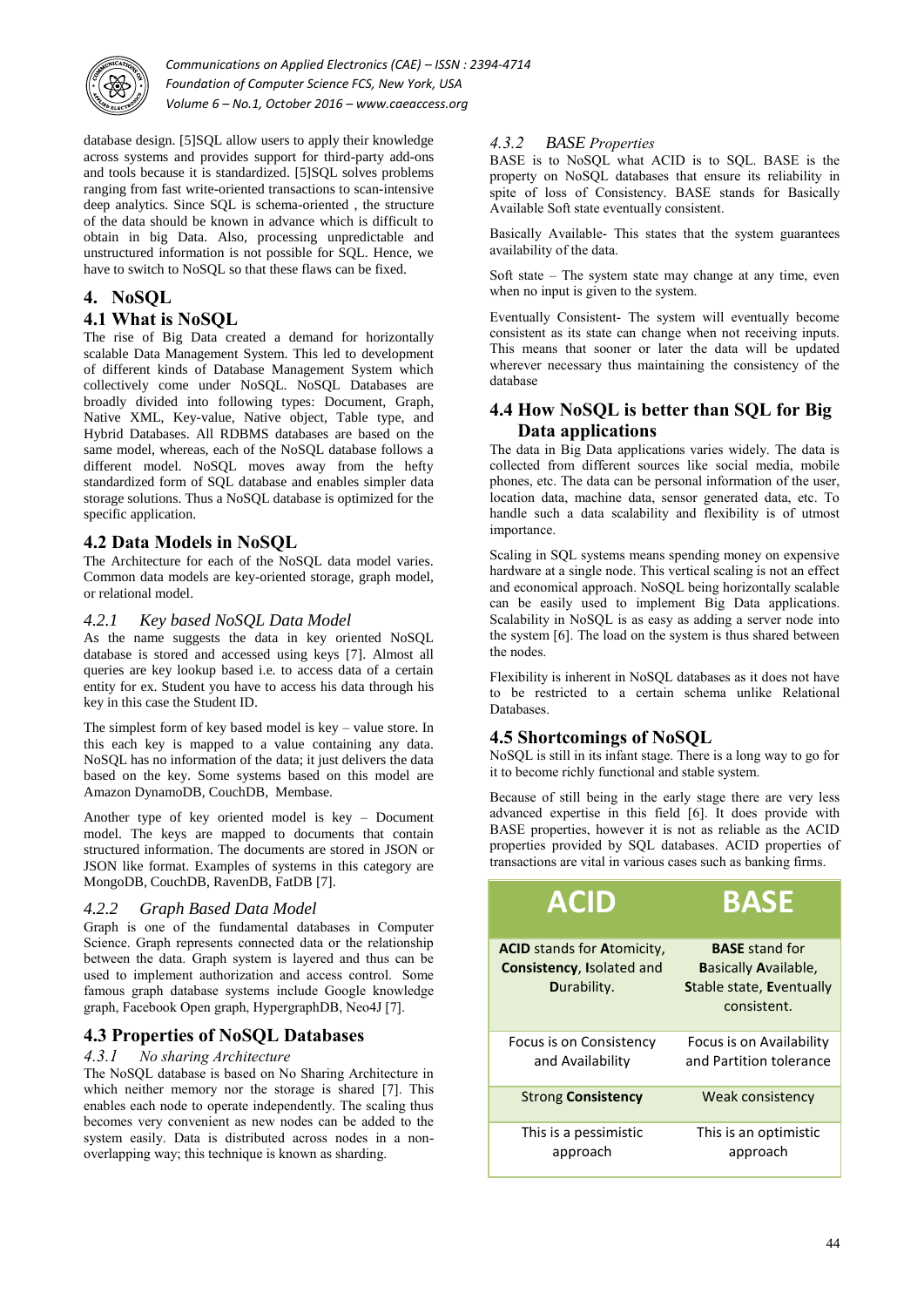database design. [5]SQL allow users to apply their knowledge across systems and provides support for third-party add-ons and tools because it is standardized. [5]SQL solves problems ranging from fast write-oriented transactions to scan-intensive deep analytics. Since SQL is schema-oriented , the structure of the data should be known in advance which is difficult to obtain in big Data. Also, processing unpredictable and unstructured information is not possible for SQL. Hence, we have to switch to NoSQL so that these flaws can be fixed.

# 4. NoSQL

## 4.1 What is NoSQL

The rise of Big Data created a demand for horizontally scalable Data Management System. This led to development of different kinds of Database Management System which collectively come under NoSQL. NoSQL Databases are broadly divided into following types: Document, Graph, Native XML, Key-value, Native object, Table type, and Hybrid Databases. All RDBMS databases are based on the same model, whereas, each of the NoSQL database follows a different model. NoSQL moves away from the hefty standardized form of SQL database and enables simpler data storage solutions. Thus a NoSQL database is optimized for the specific application.

## 4.2 Data Models in NoSQL

The Architecture for each of the NoSQL data model varies. Common data models are key-oriented storage, graph model, or relational model.

### *4.2.1 Key based NoSQL Data Model*

As the name suggests the data in key oriented NoSQL database is stored and accessed using keys [7]. Almost all queries are key lookup based i.e. to access data of a certain entity for ex. Student you have to access his data through his key in this case the Student ID.

The simplest form of key based model is key – value store. In this each key is mapped to a value containing any data. NoSQL has no information of the data; it just delivers the data based on the key. Some systems based on this model are Amazon DynamoDB, CouchDB, Membase.

Another type of key oriented model is key – Document model. The keys are mapped to documents that contain structured information. The documents are stored in JSON or JSON like format. Examples of systems in this category are MongoDB, CouchDB, RavenDB, FatDB [7].

### *4.2.2 Graph Based Data Model*

Graph is one of the fundamental databases in Computer Science. Graph represents connected data or the relationship between the data. Graph system is layered and thus can be used to implement authorization and access control. Some famous graph database systems include Google knowledge graph, Facebook Open graph, HypergraphDB, Neo4J [7].

## 4.3 Properties of NoSQL Databases

### *4.3.1 No sharing Architecture*

The NoSQL database is based on No Sharing Architecture in which neither memory nor the storage is shared [7]. This enables each node to operate independently. The scaling thus becomes very convenient as new nodes can be added to the system easily. Data is distributed across nodes in a non-overlapping way; this technique is known as sharding.

### *4.3.2 BASE Properties*

BASE is to NoSQL what ACID is to SQL. BASE is the property on NoSQL databases that ensure its reliability in spite of loss of Consistency. BASE stands for Basically Available Soft state eventually consistent.

Basically Available- This states that the system guarantees availability of the data.

Soft state – The system state may change at any time, even when no input is given to the system.

Eventually Consistent- The system will eventually become consistent as its state can change when not receiving inputs. This means that sooner or later the data will be updated wherever necessary thus maintaining the consistency of the database

## 4.4 How NoSQL is better than SQL for Big Data applications

The data in Big Data applications varies widely. The data is collected from different sources like social media, mobile phones, etc. The data can be personal information of the user, location data, machine data, sensor generated data, etc. To handle such a data scalability and flexibility is of utmost importance.

Scaling in SQL systems means spending money on expensive hardware at a single node. This vertical scaling is not an effect and economical approach. NoSQL being horizontally scalable can be easily used to implement Big Data applications. Scalability in NoSQL is as easy as adding a server node into the system [6]. The load on the system is thus shared between the nodes.

Flexibility is inherent in NoSQL databases as it does not have to be restricted to a certain schema unlike Relational Databases.

## 4.5 Shortcomings of NoSQL

NoSQL is still in its infant stage. There is a long way to go for it to become richly functional and stable system.

Because of still being in the early stage there are very less advanced expertise in this field [6]. It does provide with BASE properties, however it is not as reliable as the ACID properties provided by SQL databases. ACID properties of transactions are vital in various cases such as banking firms.

| ACID | BASE |
|---|---|
| **ACID** stands for **A**tomicity, **Consistency**, **I**solated and **D**urability. | **BASE** stand for **B**asically **A**vailable, **S**table state, **E**ventually consistent. |
| Focus is on Consistency and Availability | Focus is on Availability and Partition tolerance |
| Strong **Consistency** | Weak consistency |
| This is a pessimistic approach | This is an optimistic approach |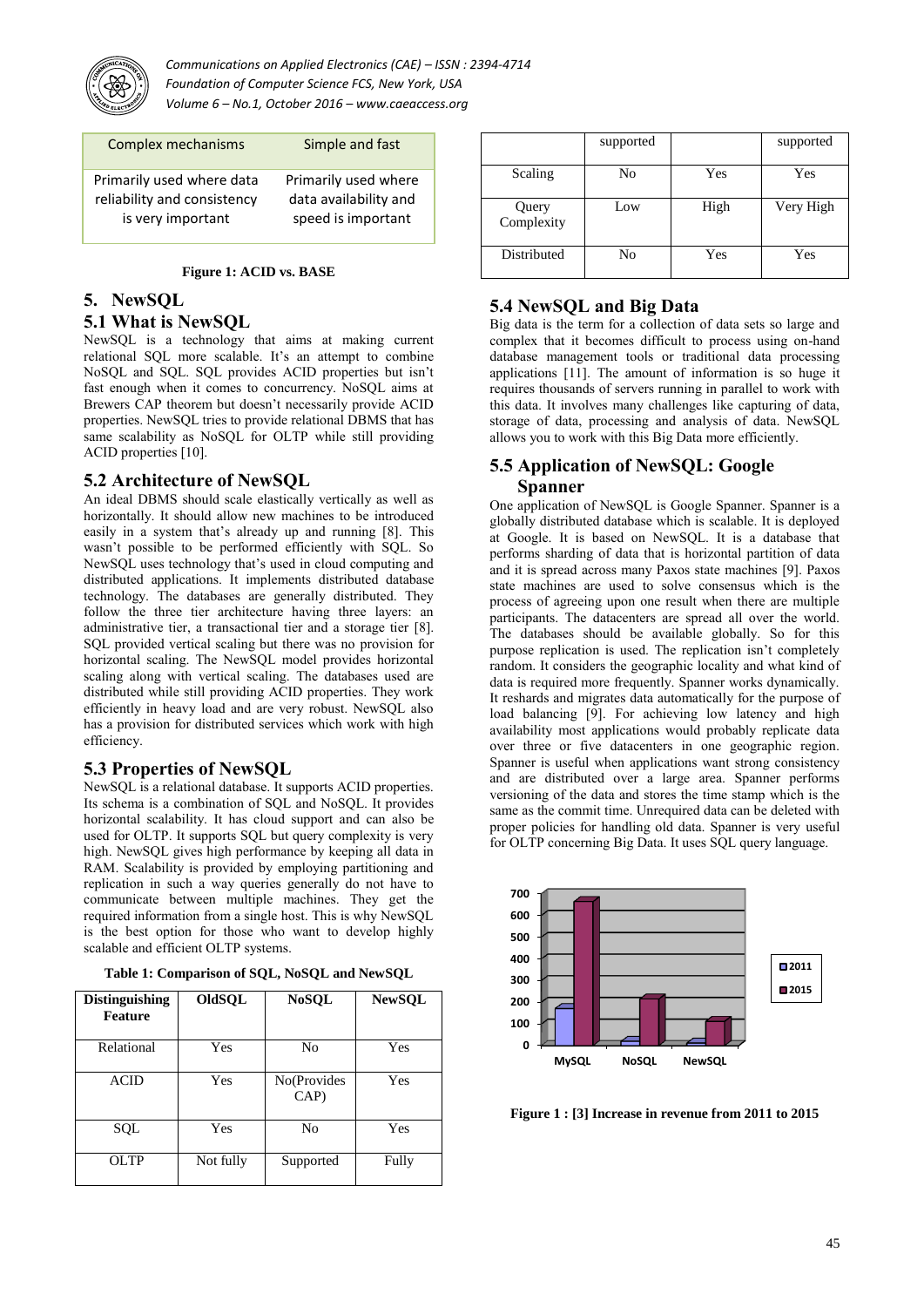| Complex mechanisms | Simple and fast |
|---|---|
| Primarily used where data reliability and consistency is very important | Primarily used where data availability and speed is important |

**Figure 1: ACID vs. BASE**

# 5. NewSQL

## 5.1 What is NewSQL

NewSQL is a technology that aims at making current relational SQL more scalable. It's an attempt to combine NoSQL and SQL. SQL provides ACID properties but isn't fast enough when it comes to concurrency. NoSQL aims at Brewers CAP theorem but doesn't necessarily provide ACID properties. NewSQL tries to provide relational DBMS that has same scalability as NoSQL for OLTP while still providing ACID properties [10].

## 5.2 Architecture of NewSQL

An ideal DBMS should scale elastically vertically as well as horizontally. It should allow new machines to be introduced easily in a system that's already up and running [8]. This wasn't possible to be performed efficiently with SQL. So NewSQL uses technology that's used in cloud computing and distributed applications. It implements distributed database technology. The databases are generally distributed. They follow the three tier architecture having three layers: an administrative tier, a transactional tier and a storage tier [8]. SQL provided vertical scaling but there was no provision for horizontal scaling. The NewSQL model provides horizontal scaling along with vertical scaling. The databases used are distributed while still providing ACID properties. They work efficiently in heavy load and are very robust. NewSQL also has a provision for distributed services which work with high efficiency.

## 5.3 Properties of NewSQL

NewSQL is a relational database. It supports ACID properties. Its schema is a combination of SQL and NoSQL. It provides horizontal scalability. It has cloud support and can also be used for OLTP. It supports SQL but query complexity is very high. NewSQL gives high performance by keeping all data in RAM. Scalability is provided by employing partitioning and replication in such a way queries generally do not have to communicate between multiple machines. They get the required information from a single host. This is why NewSQL is the best option for those who want to develop highly scalable and efficient OLTP systems.

**Table 1: Comparison of SQL, NoSQL and NewSQL**

| Distinguishing Feature | OldSQL | NoSQL | NewSQL |
|---|---|---|---|
| Relational | Yes | No | Yes |
| ACID | Yes | No(Provides CAP) | Yes |
| SQL | Yes | No | Yes |
| OLTP | Not fully supported | Supported | Fully supported |
| Scaling | No | Yes | Yes |
| Query Complexity | Low | High | Very High |
| Distributed | No | Yes | Yes |

## 5.4 NewSQL and Big Data

Big data is the term for a collection of data sets so large and complex that it becomes difficult to process using on-hand database management tools or traditional data processing applications [11]. The amount of information is so huge it requires thousands of servers running in parallel to work with this data. It involves many challenges like capturing of data, storage of data, processing and analysis of data. NewSQL allows you to work with this Big Data more efficiently.

## 5.5 Application of NewSQL: Google Spanner

One application of NewSQL is Google Spanner. Spanner is a globally distributed database which is scalable. It is deployed at Google. It is based on NewSQL. It is a database that performs sharding of data that is horizontal partition of data and it is spread across many Paxos state machines [9]. Paxos state machines are used to solve consensus which is the process of agreeing upon one result when there are multiple participants. The datacenters are spread all over the world. The databases should be available globally. So for this purpose replication is used. The replication isn't completely random. It considers the geographic locality and what kind of data is required more frequently. Spanner works dynamically. It reshards and migrates data automatically for the purpose of load balancing [9]. For achieving low latency and high availability most applications would probably replicate data over three or five datacenters in one geographic region. Spanner is useful when applications want strong consistency and are distributed over a large area. Spanner performs versioning of the data and stores the time stamp which is the same as the commit time. Unrequired data can be deleted with proper policies for handling old data. Spanner is very useful for OLTP concerning Big Data. It uses SQL query language.

**Figure 1 : [3] Increase in revenue from 2011 to 2015**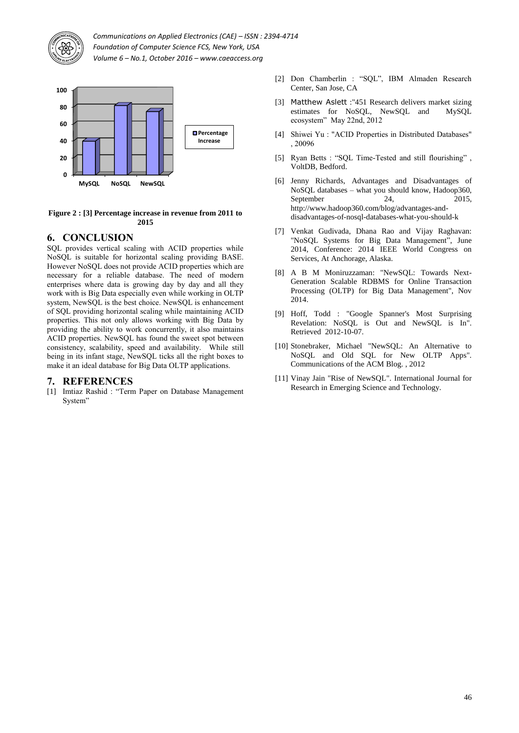100
80
60
40
20
0
MySQL NoSQL NewSQL
Percentage Increase

**Figure 2 : [3] Percentage increase in revenue from 2011 to 2015**

## 6. CONCLUSION

SQL provides vertical scaling with ACID properties while NoSQL is suitable for horizontal scaling providing BASE. However NoSQL does not provide ACID properties which are necessary for a reliable database. The need of modern enterprises where data is growing day by day and all they work with is Big Data especially even while working in OLTP system, NewSQL is the best choice. NewSQL is enhancement of SQL providing horizontal scaling while maintaining ACID properties. This not only allows working with Big Data by providing the ability to work concurrently, it also maintains ACID properties. NewSQL has found the sweet spot between consistency, scalability, speed and availability. While still being in its infant stage, NewSQL ticks all the right boxes to make it an ideal database for Big Data OLTP applications.

## 7. REFERENCES

[1] Imtiaz Rashid : "Term Paper on Database Management System"

[2] Don Chamberlin : "SQL", IBM Almaden Research Center, San Jose, CA

[3] Matthew Aslett :"451 Research delivers market sizing estimates for NoSQL, NewSQL and MySQL ecosystem" May 22nd, 2012

[4] Shiwei Yu : "ACID Properties in Distributed Databases" , 20096

[5] Ryan Betts : "SQL Time-Tested and still flourishing" , VoltDB, Bedford.

[6] Jenny Richards, Advantages and Disadvantages of NoSQL databases – what you should know, Hadoop360, September 24, 2015, http://www.hadoop360.com/blog/advantages-and-disadvantages-of-nosql-databases-what-you-should-k

[7] Venkat Gudivada, Dhana Rao and Vijay Raghavan: "NoSQL Systems for Big Data Management", June 2014, Conference: 2014 IEEE World Congress on Services, At Anchorage, Alaska.

[8] A B M Moniruzzaman: "NewSQL: Towards Next-Generation Scalable RDBMS for Online Transaction Processing (OLTP) for Big Data Management", Nov 2014.

[9] Hoff, Todd : "Google Spanner's Most Surprising Revelation: NoSQL is Out and NewSQL is In". Retrieved 2012-10-07.

[10] Stonebraker, Michael "NewSQL: An Alternative to NoSQL and Old SQL for New OLTP Apps". Communications of the ACM Blog. , 2012

[11] Vinay Jain "Rise of NewSQL". International Journal for Research in Emerging Science and Technology.